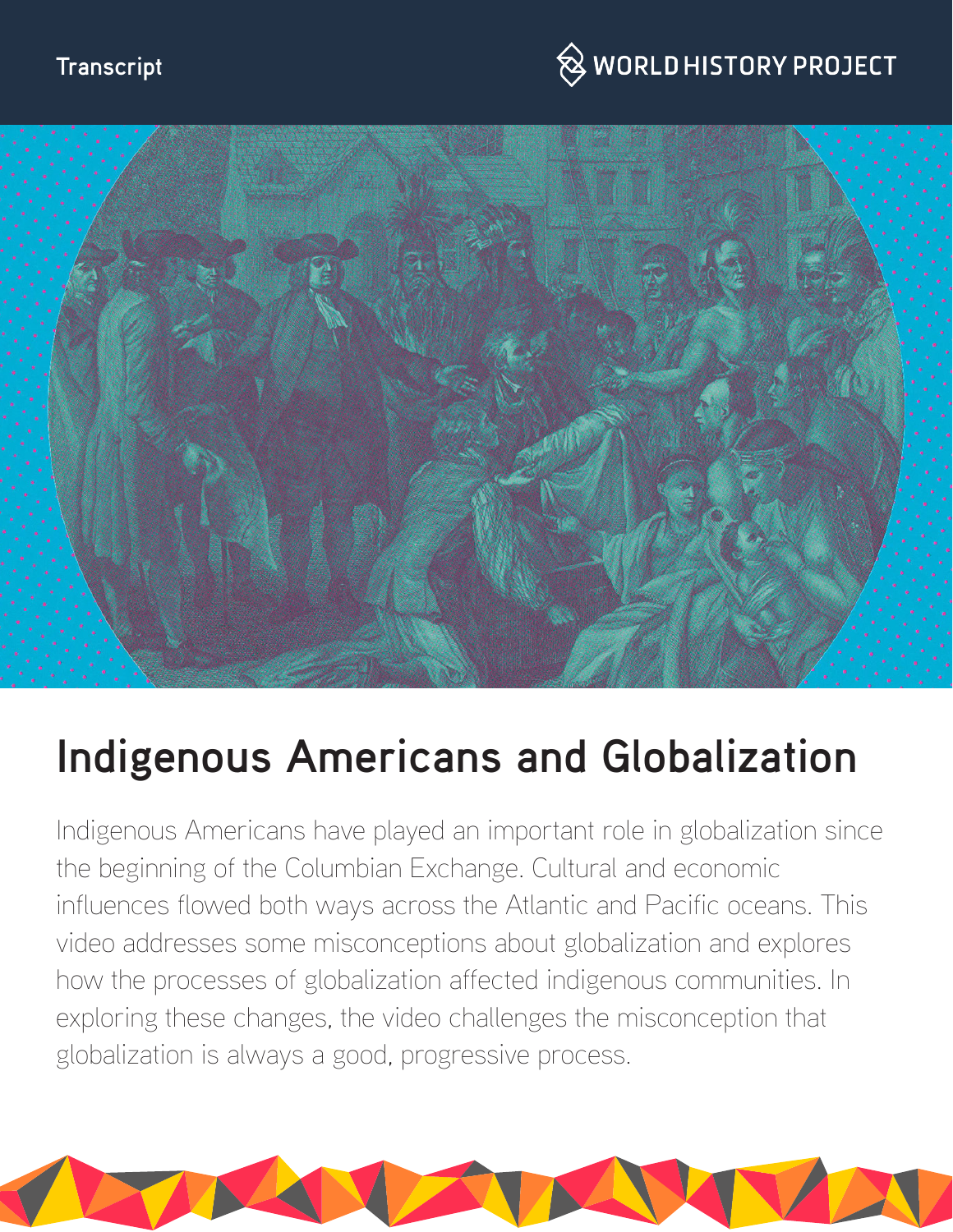Transcript

WORLD HISTORY PROJECT

# Indigenous Americans and Globalization

Indigenous Americans have played an important role in globalization since the beginning of the Columbian Exchange. Cultural and economic influences flowed both ways across the Atlantic and Pacific oceans. This video addresses some misconceptions about globalization and explores how the processes of globalization affected indigenous communities. In exploring these changes, the video challenges the misconception that globalization is always a good, progressive process.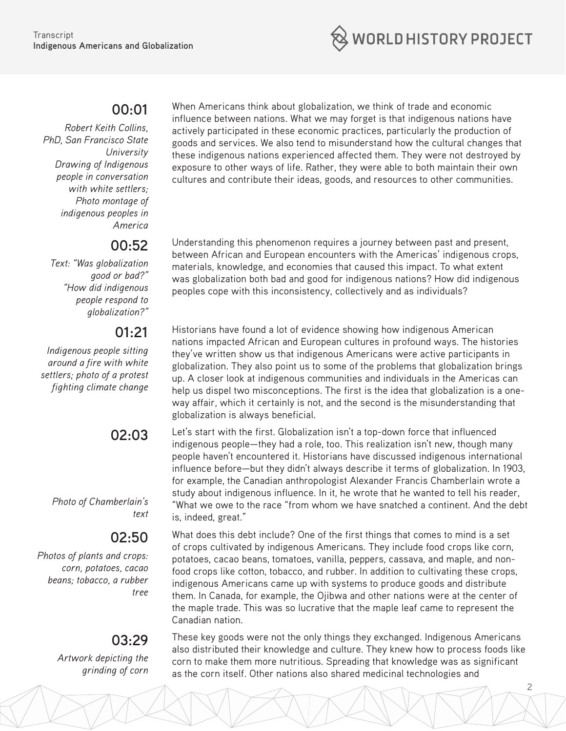**00:01**

*Robert Keith Collins, PhD, San Francisco State University*
*Drawing of Indigenous people in conversation with white settlers; Photo montage of indigenous peoples in America*

When Americans think about globalization, we think of trade and economic influence between nations. What we may forget is that indigenous nations have actively participated in these economic practices, particularly the production of goods and services. We also tend to misunderstand how the cultural changes that these indigenous nations experienced affected them. They were not destroyed by exposure to other ways of life. Rather, they were able to both maintain their own cultures and contribute their ideas, goods, and resources to other communities.

**00:52**

*Text: "Was globalization good or bad?" "How did indigenous people respond to globalization?"*

Understanding this phenomenon requires a journey between past and present, between African and European encounters with the Americas' indigenous crops, materials, knowledge, and economies that caused this impact. To what extent was globalization both bad and good for indigenous nations? How did indigenous peoples cope with this inconsistency, collectively and as individuals?

**01:21**

*Indigenous people sitting around a fire with white settlers; photo of a protest fighting climate change*

Historians have found a lot of evidence showing how indigenous American nations impacted African and European cultures in profound ways. The histories they've written show us that indigenous Americans were active participants in globalization. They also point us to some of the problems that globalization brings up. A closer look at indigenous communities and individuals in the Americas can help us dispel two misconceptions. The first is the idea that globalization is a one-way affair, which it certainly is not, and the second is the misunderstanding that globalization is always beneficial.

**02:03**

*Photo of Chamberlain's text*

Let's start with the first. Globalization isn't a top-down force that influenced indigenous people—they had a role, too. This realization isn't new, though many people haven't encountered it. Historians have discussed indigenous international influence before—but they didn't always describe it terms of globalization. In 1903, for example, the Canadian anthropologist Alexander Francis Chamberlain wrote a study about indigenous influence. In it, he wrote that he wanted to tell his reader, "What we owe to the race "from whom we have snatched a continent. And the debt is, indeed, great."

**02:50**

*Photos of plants and crops: corn, potatoes, cacao beans; tobacco, a rubber tree*

What does this debt include? One of the first things that comes to mind is a set of crops cultivated by indigenous Americans. They include food crops like corn, potatoes, cacao beans, tomatoes, vanilla, peppers, cassava, and maple, and non-food crops like cotton, tobacco, and rubber. In addition to cultivating these crops, indigenous Americans came up with systems to produce goods and distribute them. In Canada, for example, the Ojibwa and other nations were at the center of the maple trade. This was so lucrative that the maple leaf came to represent the Canadian nation.

**03:29**

*Artwork depicting the grinding of corn*

These key goods were not the only things they exchanged. Indigenous Americans also distributed their knowledge and culture. They knew how to process foods like corn to make them more nutritious. Spreading that knowledge was as significant as the corn itself. Other nations also shared medicinal technologies and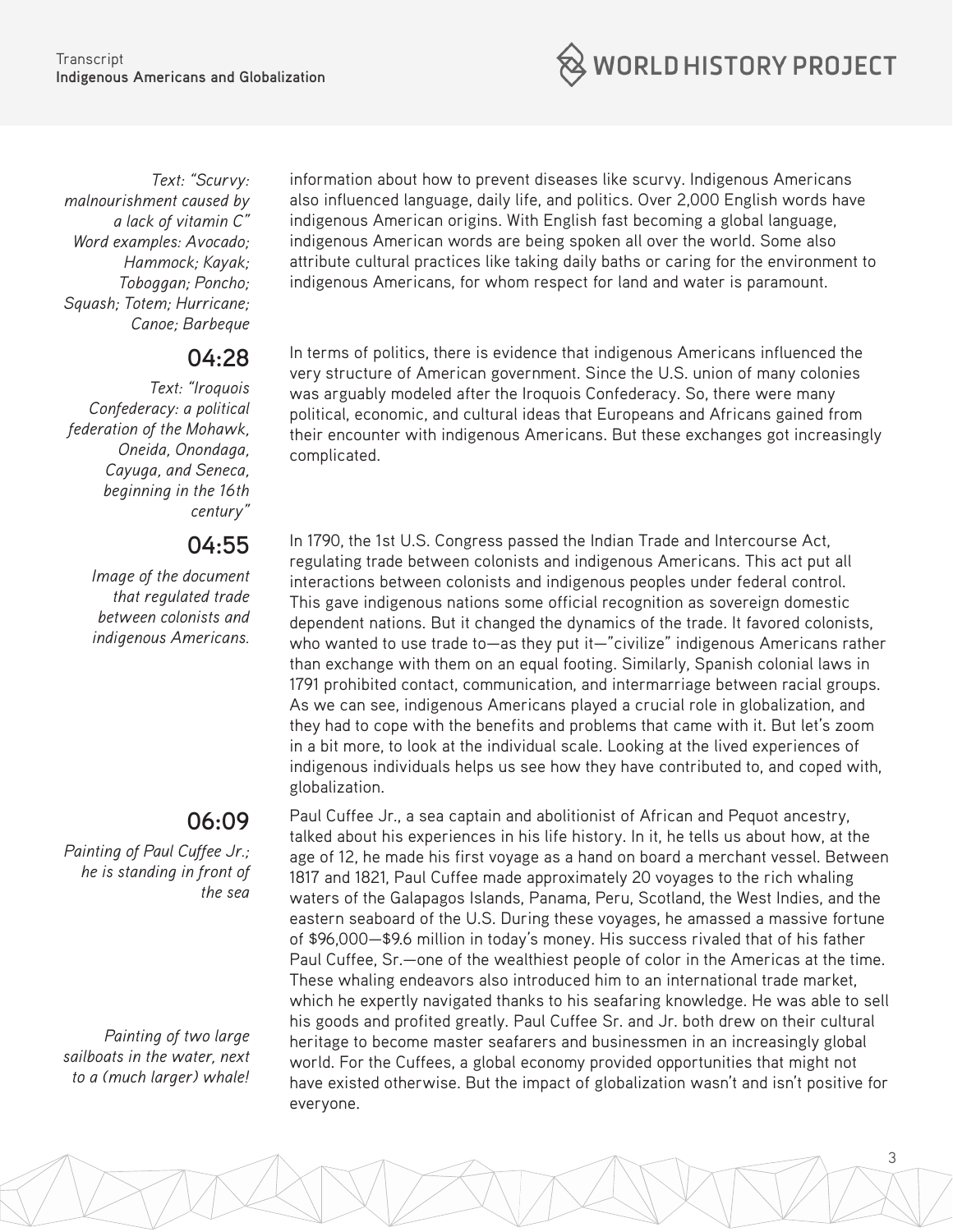*Text: "Scurvy: malnourishment caused by a lack of vitamin C"*
*Word examples: Avocado; Hammock; Kayak; Toboggan; Poncho; Squash; Totem; Hurricane; Canoe; Barbeque*

information about how to prevent diseases like scurvy. Indigenous Americans also influenced language, daily life, and politics. Over 2,000 English words have indigenous American origins. With English fast becoming a global language, indigenous American words are being spoken all over the world. Some also attribute cultural practices like taking daily baths or caring for the environment to indigenous Americans, for whom respect for land and water is paramount.

**04:28**

*Text: "Iroquois Confederacy: a political federation of the Mohawk, Oneida, Onondaga, Cayuga, and Seneca, beginning in the 16th century"*

In terms of politics, there is evidence that indigenous Americans influenced the very structure of American government. Since the U.S. union of many colonies was arguably modeled after the Iroquois Confederacy. So, there were many political, economic, and cultural ideas that Europeans and Africans gained from their encounter with indigenous Americans. But these exchanges got increasingly complicated.

**04:55**

*Image of the document that regulated trade between colonists and indigenous Americans.*

In 1790, the 1st U.S. Congress passed the Indian Trade and Intercourse Act, regulating trade between colonists and indigenous Americans. This act put all interactions between colonists and indigenous peoples under federal control. This gave indigenous nations some official recognition as sovereign domestic dependent nations. But it changed the dynamics of the trade. It favored colonists, who wanted to use trade to—as they put it—"civilize" indigenous Americans rather than exchange with them on an equal footing. Similarly, Spanish colonial laws in 1791 prohibited contact, communication, and intermarriage between racial groups. As we can see, indigenous Americans played a crucial role in globalization, and they had to cope with the benefits and problems that came with it. But let's zoom in a bit more, to look at the individual scale. Looking at the lived experiences of indigenous individuals helps us see how they have contributed to, and coped with, globalization.

**06:09**

*Painting of Paul Cuffee Jr.; he is standing in front of the sea*

*Painting of two large sailboats in the water, next to a (much larger) whale!*

Paul Cuffee Jr., a sea captain and abolitionist of African and Pequot ancestry, talked about his experiences in his life history. In it, he tells us about how, at the age of 12, he made his first voyage as a hand on board a merchant vessel. Between 1817 and 1821, Paul Cuffee made approximately 20 voyages to the rich whaling waters of the Galapagos Islands, Panama, Peru, Scotland, the West Indies, and the eastern seaboard of the U.S. During these voyages, he amassed a massive fortune of $96,000—$9.6 million in today's money. His success rivaled that of his father Paul Cuffee, Sr.—one of the wealthiest people of color in the Americas at the time. These whaling endeavors also introduced him to an international trade market, which he expertly navigated thanks to his seafaring knowledge. He was able to sell his goods and profited greatly. Paul Cuffee Sr. and Jr. both drew on their cultural heritage to become master seafarers and businessmen in an increasingly global world. For the Cuffees, a global economy provided opportunities that might not have existed otherwise. But the impact of globalization wasn't and isn't positive for everyone.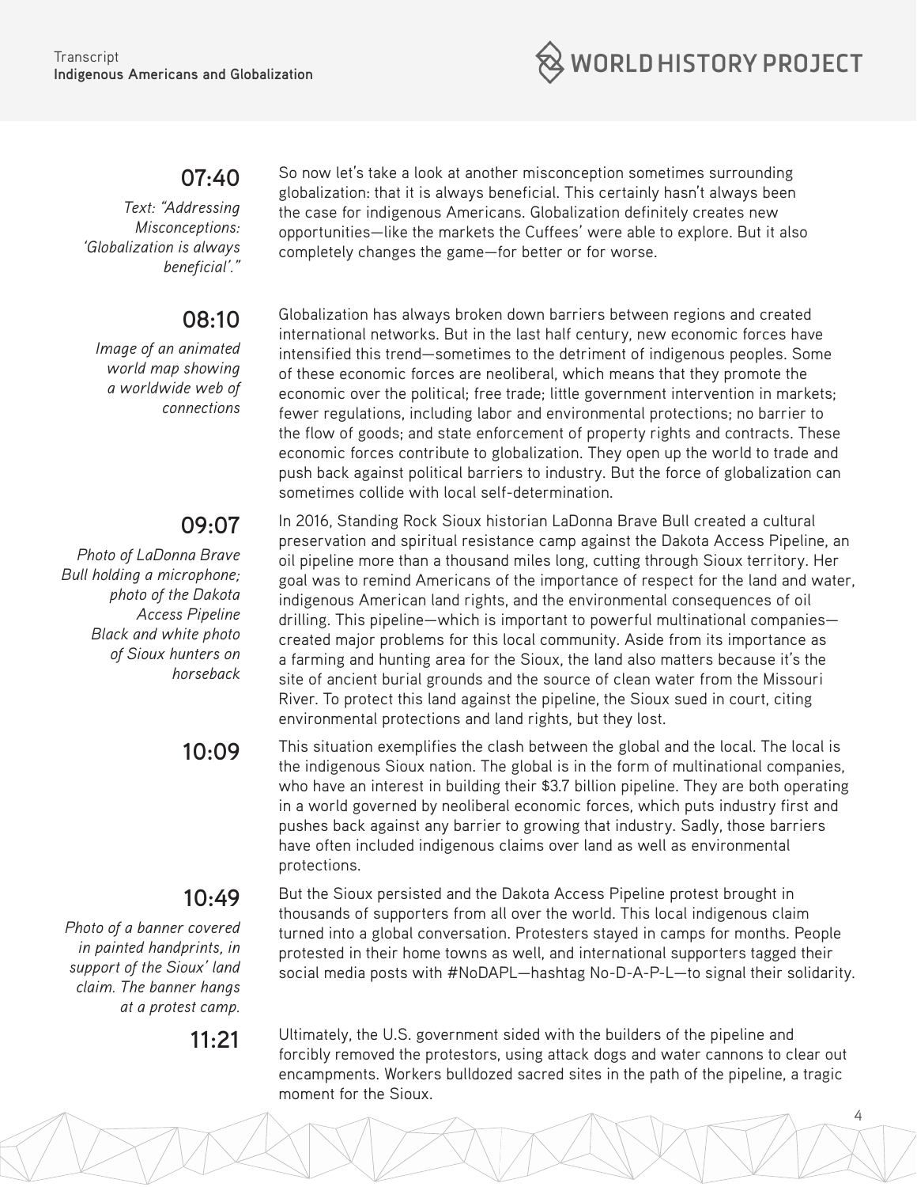**07:40**

*Text: "Addressing Misconceptions: 'Globalization is always beneficial'."*

So now let's take a look at another misconception sometimes surrounding globalization: that it is always beneficial. This certainly hasn't always been the case for indigenous Americans. Globalization definitely creates new opportunities—like the markets the Cuffees' were able to explore. But it also completely changes the game—for better or for worse.

**08:10**

*Image of an animated world map showing a worldwide web of connections*

Globalization has always broken down barriers between regions and created international networks. But in the last half century, new economic forces have intensified this trend—sometimes to the detriment of indigenous peoples. Some of these economic forces are neoliberal, which means that they promote the economic over the political; free trade; little government intervention in markets; fewer regulations, including labor and environmental protections; no barrier to the flow of goods; and state enforcement of property rights and contracts. These economic forces contribute to globalization. They open up the world to trade and push back against political barriers to industry. But the force of globalization can sometimes collide with local self-determination.

**09:07**

*Photo of LaDonna Brave Bull holding a microphone; photo of the Dakota Access Pipeline Black and white photo of Sioux hunters on horseback*

In 2016, Standing Rock Sioux historian LaDonna Brave Bull created a cultural preservation and spiritual resistance camp against the Dakota Access Pipeline, an oil pipeline more than a thousand miles long, cutting through Sioux territory. Her goal was to remind Americans of the importance of respect for the land and water, indigenous American land rights, and the environmental consequences of oil drilling. This pipeline—which is important to powerful multinational companies—created major problems for this local community. Aside from its importance as a farming and hunting area for the Sioux, the land also matters because it's the site of ancient burial grounds and the source of clean water from the Missouri River. To protect this land against the pipeline, the Sioux sued in court, citing environmental protections and land rights, but they lost.

**10:09**

This situation exemplifies the clash between the global and the local. The local is the indigenous Sioux nation. The global is in the form of multinational companies, who have an interest in building their $3.7 billion pipeline. They are both operating in a world governed by neoliberal economic forces, which puts industry first and pushes back against any barrier to growing that industry. Sadly, those barriers have often included indigenous claims over land as well as environmental protections.

**10:49**

*Photo of a banner covered in painted handprints, in support of the Sioux' land claim. The banner hangs at a protest camp.*

But the Sioux persisted and the Dakota Access Pipeline protest brought in thousands of supporters from all over the world. This local indigenous claim turned into a global conversation. Protesters stayed in camps for months. People protested in their home towns as well, and international supporters tagged their social media posts with #NoDAPL—hashtag No-D-A-P-L—to signal their solidarity.

**11:21**

Ultimately, the U.S. government sided with the builders of the pipeline and forcibly removed the protestors, using attack dogs and water cannons to clear out encampments. Workers bulldozed sacred sites in the path of the pipeline, a tragic moment for the Sioux.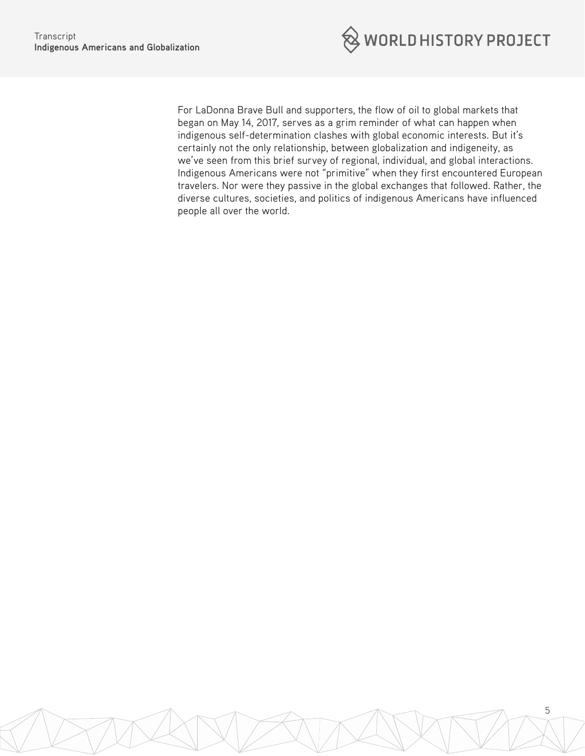For LaDonna Brave Bull and supporters, the flow of oil to global markets that began on May 14, 2017, serves as a grim reminder of what can happen when indigenous self-determination clashes with global economic interests. But it's certainly not the only relationship, between globalization and indigeneity, as we've seen from this brief survey of regional, individual, and global interactions. Indigenous Americans were not "primitive" when they first encountered European travelers. Nor were they passive in the global exchanges that followed. Rather, the diverse cultures, societies, and politics of indigenous Americans have influenced people all over the world.